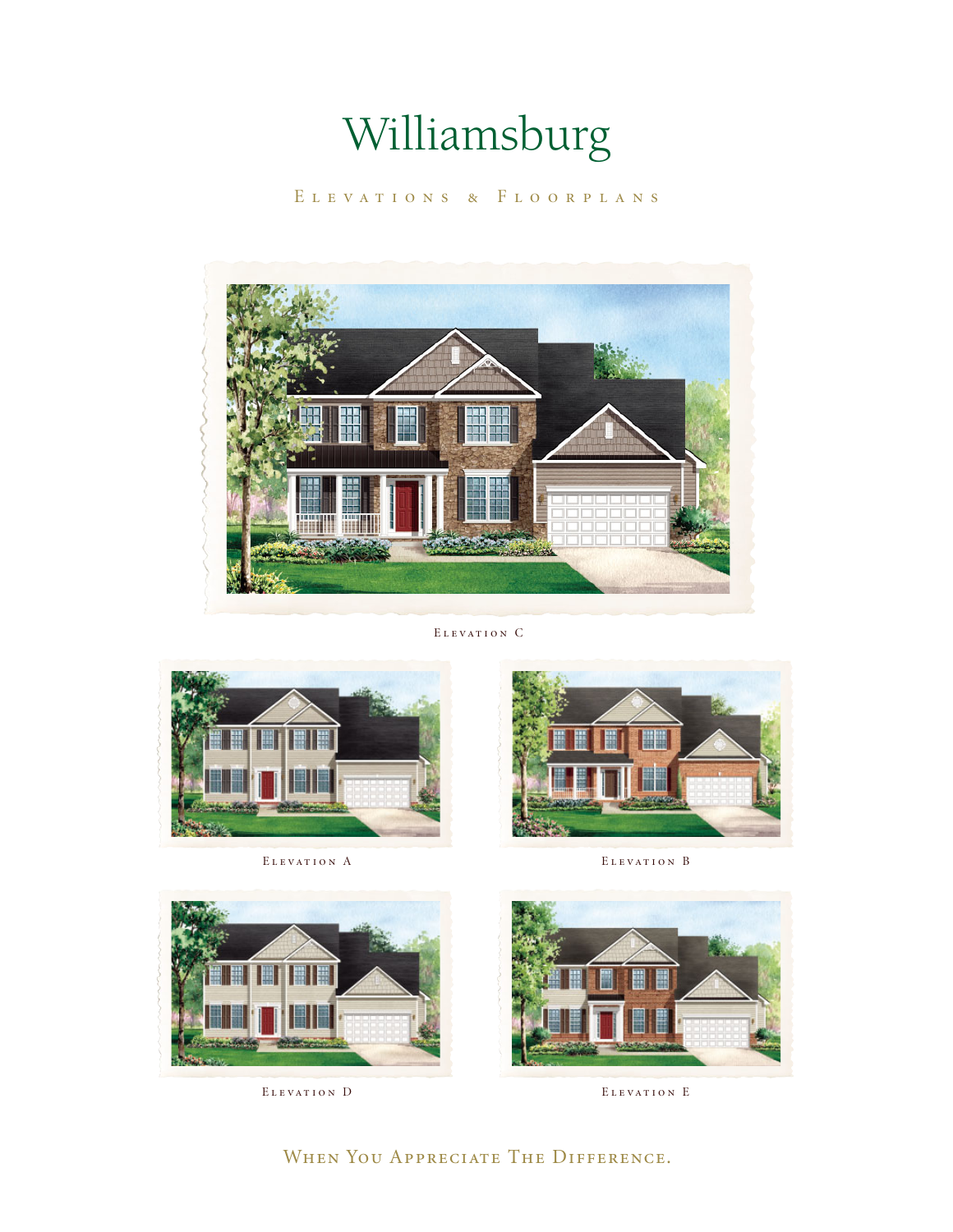# Williamsburg

## Elevations & Floorplans

Elevation C

Elevation A

Elevation B

Elevation D

Elevation E

When You Appreciate The Difference.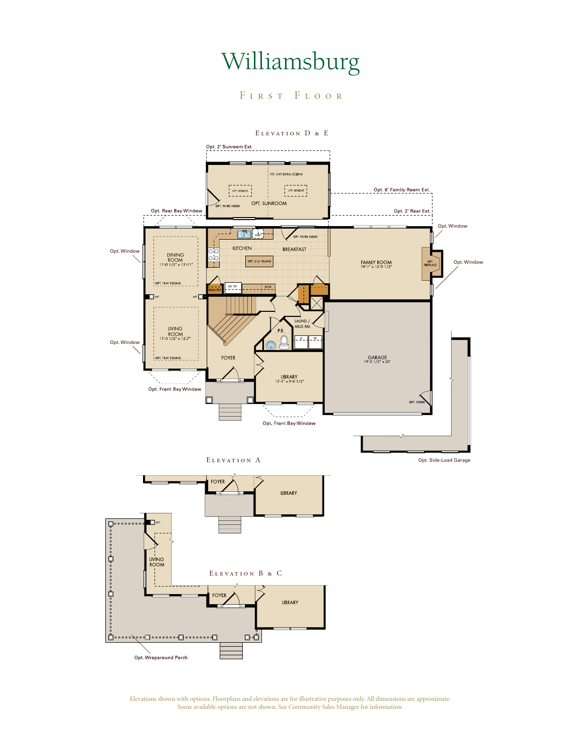# Williamsburg

## First Floor

### Elevation D & E

Opt. 2' Sunroom Ext.

STD. CATHEDRAL CEILING

OPT. SKYLIGHT

OPT. SKYLIGHT

OPT. PATIO DOOR

OPT. SUNROOM

Opt. 6' Family Room Ext.

Opt. Rear Bay Window

Opt. 2' Rear Ext.

Opt. Window

DW

OPT. PATIO DOOR

KITCHEN

BREAKFAST

DINING ROOM
11'-0 1/2" x 13'-11"

OPT. 2'x5' ISLAND

FAMILY ROOM
18'-1" x 12'-0 1/2"

OPT. FIREPLACE

Opt. Window

OPT. TRAY CEILING

PANTRY

REF SP.

DESK

OPT.

OPT.

LAUND./ MUD RM.

P.R.

D

W

LIVING ROOM
11'-0 1/2" x 12'-7"

Opt. Window

OPT. TRAY CEILING

FOYER

GARAGE
19'-0 1/2" x 20'

LIBRARY
12'-1" x 9'-0 1/2"

Opt. Front Bay Window

OPT. DOOR

Opt. Front Bay Window

Opt. Side-Load Garage

### Elevation A

FOYER

LIBRARY

### Elevation B & C

OPT.

LIVING ROOM

FOYER

LIBRARY

Opt. Wraparound Porch

Elevations shown with options. Floorplans and elevations are for illustrative purposes only. All dimensions are approximate. Some available options are not shown. See Community Sales Manager for information.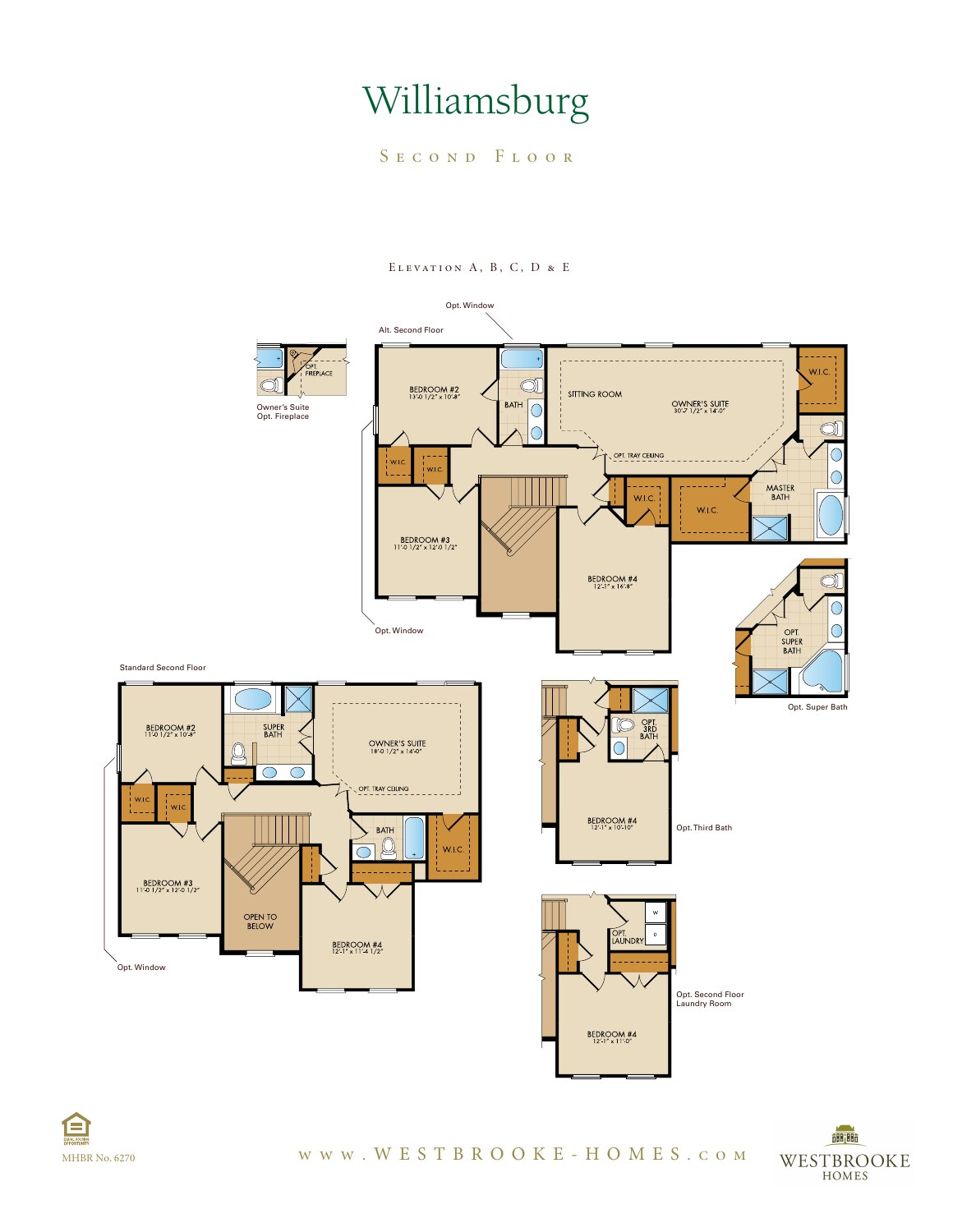# Williamsburg

## Second Floor

Elevation A, B, C, D & E

Opt. Window

Alt. Second Floor

OPT. FIREPLACE

Owner's Suite
Opt. Fireplace

BEDROOM #2
13'-0 1/2" x 10'-8"

BATH

SITTING ROOM

OWNER'S SUITE
30'-7 1/2" x 14'-0"

W.I.C.

W.I.C.

W.I.C.

OPT. TRAY CEILING

MASTER BATH

W.I.C.

W.I.C.

BEDROOM #3
11'-0 1/2" x 12'-0 1/2"

BEDROOM #4
12'-1" x 16'-8"

Opt. Window

OPT SUPER BATH

Opt. Super Bath

Standard Second Floor

BEDROOM #2
11'-0 1/2" x 10'-8"

SUPER BATH

OWNER'S SUITE
18'-0 1/2" x 14'-0"

OPT. TRAY CEILING

W.I.C.

W.I.C.

BATH

W.I.C.

BEDROOM #3
11'-0 1/2" x 12'-0 1/2"

OPEN TO BELOW

BEDROOM #4
12'-1" x 11'-4 1/2"

Opt. Window

OPT 3RD BATH

BEDROOM #4
12'-1" x 10'-10"

Opt. Third Bath

W

D

OPT. LAUNDRY

BEDROOM #4
12'-1" x 11'-0"

Opt. Second Floor
Laundry Room

MHBR No. 6270

www.WESTBROOKE-HOMES.com

WESTBROOKE HOMES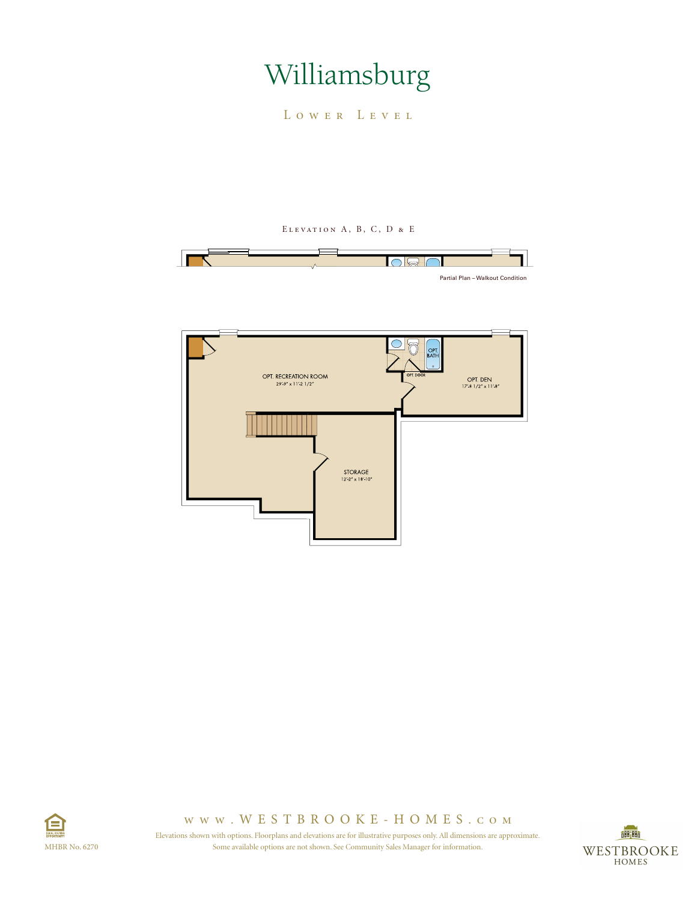# Williamsburg

## Lower Level

Elevation A, B, C, D & E

Partial Plan – Walkout Condition

OPT. RECREATION ROOM
29'-9" x 11'-2 1/2"

OPT. BATH

OPT. DOOR

OPT. DEN
17'-8 1/2" x 11'-8"

STORAGE
12'-2" x 18'-10"

www.WESTBROOKE-HOMES.com

Elevations shown with options. Floorplans and elevations are for illustrative purposes only. All dimensions are approximate. Some available options are not shown. See Community Sales Manager for information.

MHBR No. 6270

WESTBROOKE HOMES